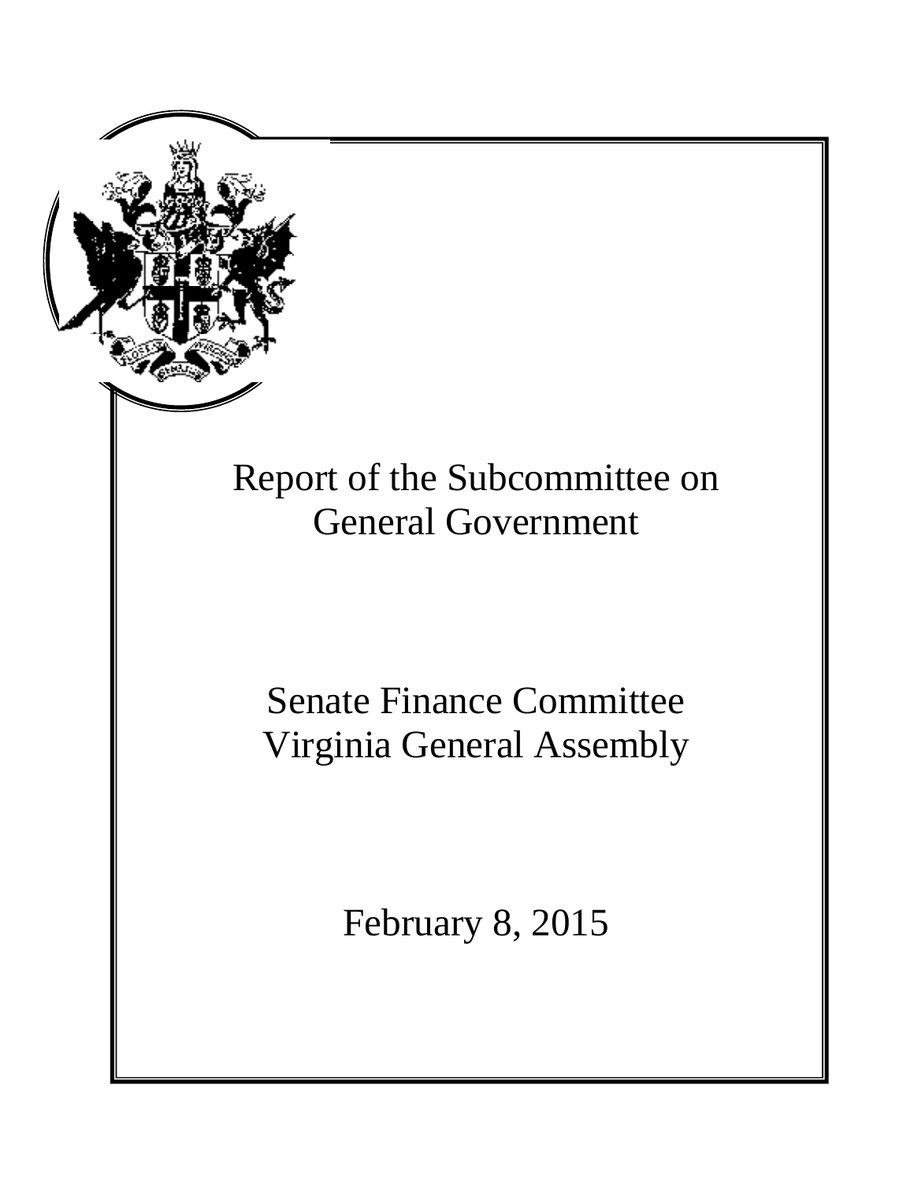# Report of the Subcommittee on General Government

## Senate Finance Committee
## Virginia General Assembly

February 8, 2015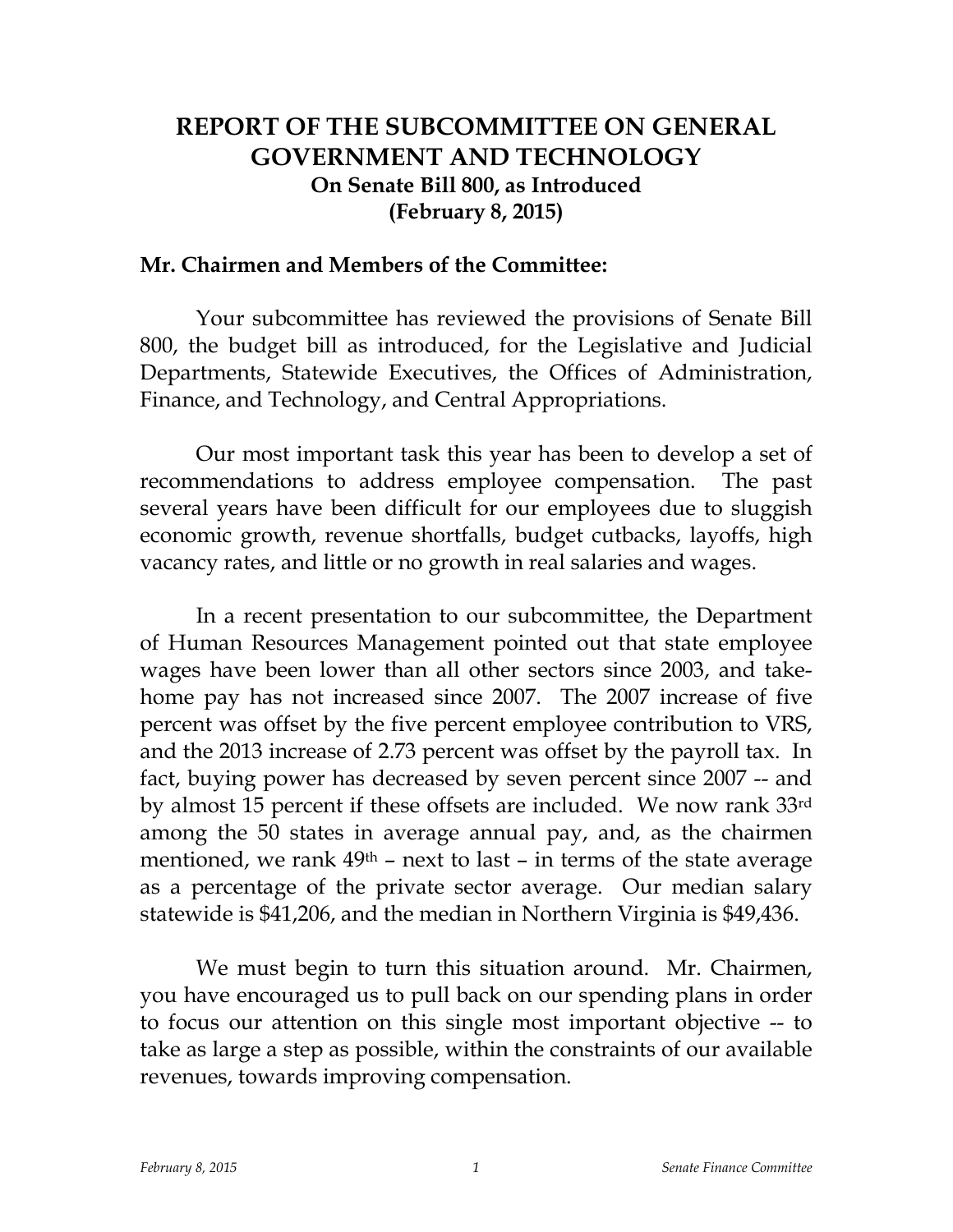# REPORT OF THE SUBCOMMITTEE ON GENERAL GOVERNMENT AND TECHNOLOGY

**On Senate Bill 800, as Introduced**
**(February 8, 2015)**

**Mr. Chairmen and Members of the Committee:**

Your subcommittee has reviewed the provisions of Senate Bill 800, the budget bill as introduced, for the Legislative and Judicial Departments, Statewide Executives, the Offices of Administration, Finance, and Technology, and Central Appropriations.

Our most important task this year has been to develop a set of recommendations to address employee compensation. The past several years have been difficult for our employees due to sluggish economic growth, revenue shortfalls, budget cutbacks, layoffs, high vacancy rates, and little or no growth in real salaries and wages.

In a recent presentation to our subcommittee, the Department of Human Resources Management pointed out that state employee wages have been lower than all other sectors since 2003, and take-home pay has not increased since 2007. The 2007 increase of five percent was offset by the five percent employee contribution to VRS, and the 2013 increase of 2.73 percent was offset by the payroll tax. In fact, buying power has decreased by seven percent since 2007 -- and by almost 15 percent if these offsets are included. We now rank 33rd among the 50 states in average annual pay, and, as the chairmen mentioned, we rank 49th – next to last – in terms of the state average as a percentage of the private sector average. Our median salary statewide is $41,206, and the median in Northern Virginia is $49,436.

We must begin to turn this situation around. Mr. Chairmen, you have encouraged us to pull back on our spending plans in order to focus our attention on this single most important objective -- to take as large a step as possible, within the constraints of our available revenues, towards improving compensation.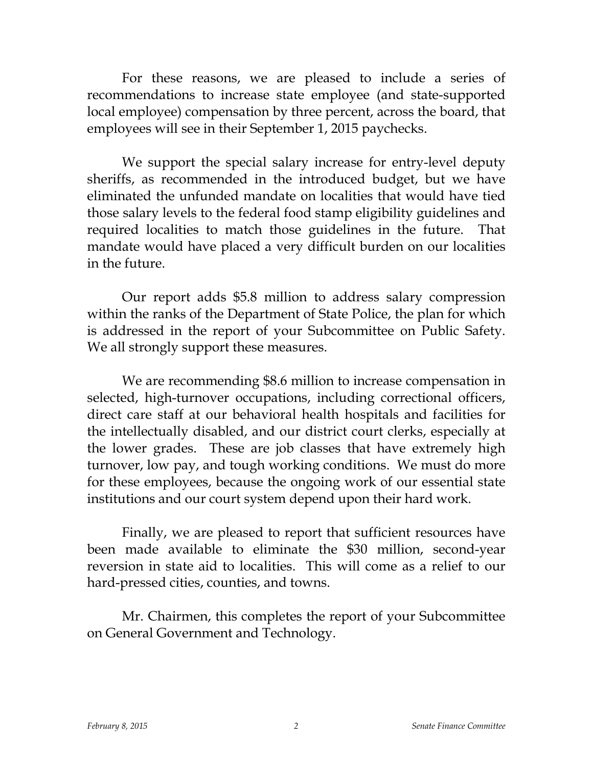For these reasons, we are pleased to include a series of recommendations to increase state employee (and state-supported local employee) compensation by three percent, across the board, that employees will see in their September 1, 2015 paychecks.

We support the special salary increase for entry-level deputy sheriffs, as recommended in the introduced budget, but we have eliminated the unfunded mandate on localities that would have tied those salary levels to the federal food stamp eligibility guidelines and required localities to match those guidelines in the future. That mandate would have placed a very difficult burden on our localities in the future.

Our report adds $5.8 million to address salary compression within the ranks of the Department of State Police, the plan for which is addressed in the report of your Subcommittee on Public Safety. We all strongly support these measures.

We are recommending $8.6 million to increase compensation in selected, high-turnover occupations, including correctional officers, direct care staff at our behavioral health hospitals and facilities for the intellectually disabled, and our district court clerks, especially at the lower grades. These are job classes that have extremely high turnover, low pay, and tough working conditions. We must do more for these employees, because the ongoing work of our essential state institutions and our court system depend upon their hard work.

Finally, we are pleased to report that sufficient resources have been made available to eliminate the $30 million, second-year reversion in state aid to localities. This will come as a relief to our hard-pressed cities, counties, and towns.

Mr. Chairmen, this completes the report of your Subcommittee on General Government and Technology.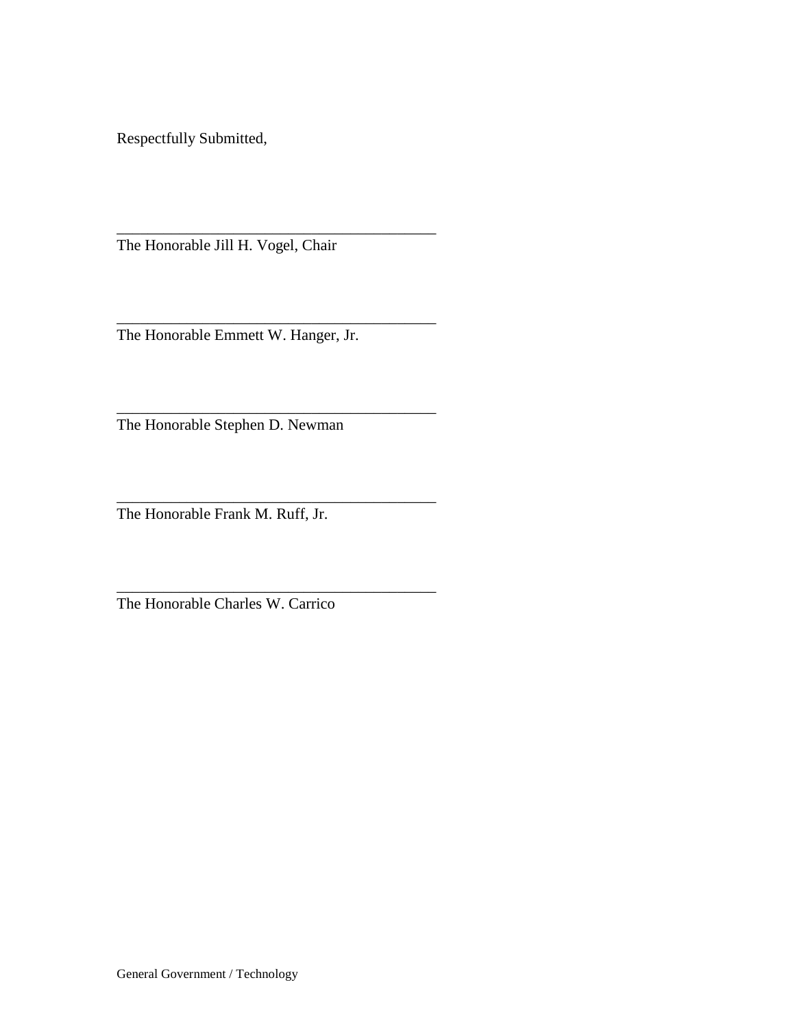Respectfully Submitted,

\_\_\_\_\_\_\_\_\_\_\_\_\_\_\_\_\_\_\_\_\_\_\_\_\_\_\_\_\_\_\_\_\_\_\_\_\_\_\_\_\_\_

The Honorable Jill H. Vogel, Chair

\_\_\_\_\_\_\_\_\_\_\_\_\_\_\_\_\_\_\_\_\_\_\_\_\_\_\_\_\_\_\_\_\_\_\_\_\_\_\_\_\_\_

The Honorable Emmett W. Hanger, Jr.

\_\_\_\_\_\_\_\_\_\_\_\_\_\_\_\_\_\_\_\_\_\_\_\_\_\_\_\_\_\_\_\_\_\_\_\_\_\_\_\_\_\_

The Honorable Stephen D. Newman

\_\_\_\_\_\_\_\_\_\_\_\_\_\_\_\_\_\_\_\_\_\_\_\_\_\_\_\_\_\_\_\_\_\_\_\_\_\_\_\_\_\_

The Honorable Frank M. Ruff, Jr.

\_\_\_\_\_\_\_\_\_\_\_\_\_\_\_\_\_\_\_\_\_\_\_\_\_\_\_\_\_\_\_\_\_\_\_\_\_\_\_\_\_\_

The Honorable Charles W. Carrico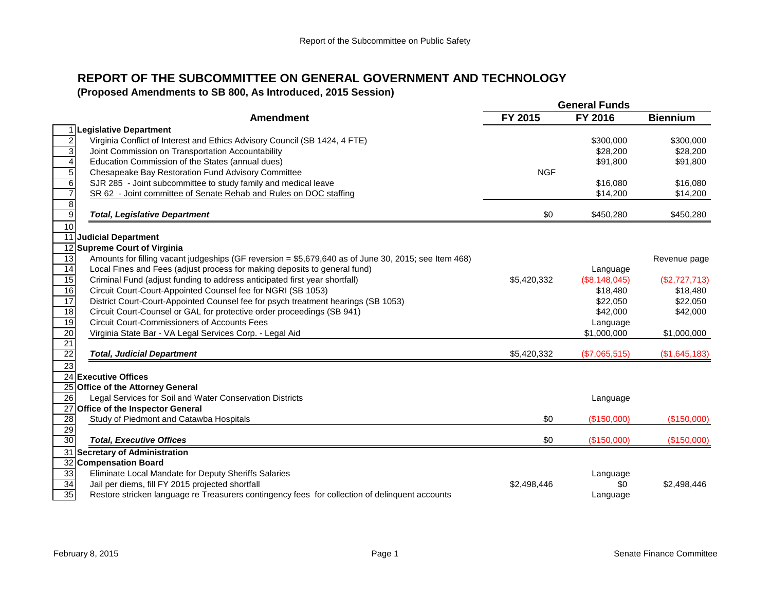# REPORT OF THE SUBCOMMITTEE ON GENERAL GOVERNMENT AND TECHNOLOGY

**(Proposed Amendments to SB 800, As Introduced, 2015 Session)**

| | Amendment | General Funds FY 2015 | FY 2016 | Biennium |
|---|---|---|---|---|
| 1 | **Legislative Department** | | | |
| 2 | Virginia Conflict of Interest and Ethics Advisory Council (SB 1424, 4 FTE) | | $300,000 | $300,000 |
| 3 | Joint Commission on Transportation Accountability | | $28,200 | $28,200 |
| 4 | Education Commission of the States (annual dues) | | $91,800 | $91,800 |
| 5 | Chesapeake Bay Restoration Fund Advisory Committee | NGF | | |
| 6 | SJR 285 - Joint subcommittee to study family and medical leave | | $16,080 | $16,080 |
| 7 | SR 62 - Joint committee of Senate Rehab and Rules on DOC staffing | | $14,200 | $14,200 |
| 8 | | | | |
| 9 | ***Total, Legislative Department*** | $0 | $450,280 | $450,280 |
| 10 | | | | |
| 11 | **Judicial Department** | | | |
| 12 | **Supreme Court of Virginia** | | | |
| 13 | Amounts for filling vacant judgeships (GF reversion = $5,679,640 as of June 30, 2015; see Item 468) | | | Revenue page |
| 14 | Local Fines and Fees (adjust process for making deposits to general fund) | | Language | |
| 15 | Criminal Fund (adjust funding to address anticipated first year shortfall) | $5,420,332 | ($8,148,045) | ($2,727,713) |
| 16 | Circuit Court-Court-Appointed Counsel fee for NGRI (SB 1053) | | $18,480 | $18,480 |
| 17 | District Court-Court-Appointed Counsel fee for psych treatment hearings (SB 1053) | | $22,050 | $22,050 |
| 18 | Circuit Court-Counsel or GAL for protective order proceedings (SB 941) | | $42,000 | $42,000 |
| 19 | Circuit Court-Commissioners of Accounts Fees | | Language | |
| 20 | Virginia State Bar - VA Legal Services Corp. - Legal Aid | | $1,000,000 | $1,000,000 |
| 21 | | | | |
| 22 | ***Total, Judicial Department*** | $5,420,332 | ($7,065,515) | ($1,645,183) |
| 23 | | | | |
| 24 | **Executive Offices** | | | |
| 25 | **Office of the Attorney General** | | | |
| 26 | Legal Services for Soil and Water Conservation Districts | | Language | |
| 27 | **Office of the Inspector General** | | | |
| 28 | Study of Piedmont and Catawba Hospitals | $0 | ($150,000) | ($150,000) |
| 29 | | | | |
| 30 | ***Total, Executive Offices*** | $0 | ($150,000) | ($150,000) |
| 31 | **Secretary of Administration** | | | |
| 32 | **Compensation Board** | | | |
| 33 | Eliminate Local Mandate for Deputy Sheriffs Salaries | | Language | |
| 34 | Jail per diems, fill FY 2015 projected shortfall | $2,498,446 | $0 | $2,498,446 |
| 35 | Restore stricken language re Treasurers contingency fees for collection of delinquent accounts | | Language | |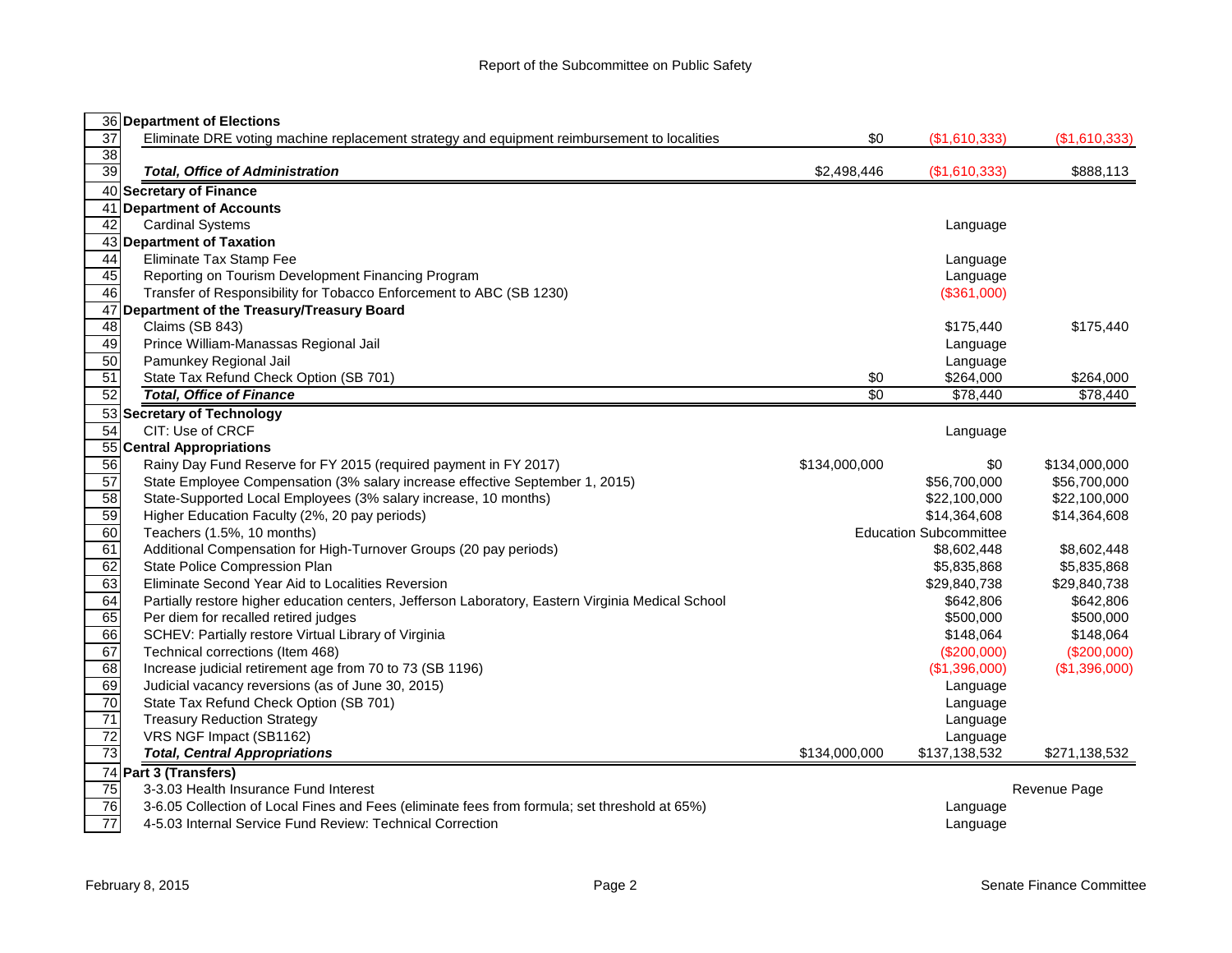Report of the Subcommittee on Public Safety

| # | Item | | | |
|---|---|---|---|---|
| 36 | **Department of Elections** | | | |
| 37 | Eliminate DRE voting machine replacement strategy and equipment reimbursement to localities | $0 | ($1,610,333) | ($1,610,333) |
| 38 | | | | |
| 39 | ***Total, Office of Administration*** | $2,498,446 | ($1,610,333) | $888,113 |
| 40 | **Secretary of Finance** | | | |
| 41 | **Department of Accounts** | | | |
| 42 | Cardinal Systems | | Language | |
| 43 | **Department of Taxation** | | | |
| 44 | Eliminate Tax Stamp Fee | | Language | |
| 45 | Reporting on Tourism Development Financing Program | | Language | |
| 46 | Transfer of Responsibility for Tobacco Enforcement to ABC (SB 1230) | | ($361,000) | |
| 47 | **Department of the Treasury/Treasury Board** | | | |
| 48 | Claims (SB 843) | | $175,440 | $175,440 |
| 49 | Prince William-Manassas Regional Jail | | Language | |
| 50 | Pamunkey Regional Jail | | Language | |
| 51 | State Tax Refund Check Option (SB 701) | $0 | $264,000 | $264,000 |
| 52 | ***Total, Office of Finance*** | $0 | $78,440 | $78,440 |
| 53 | **Secretary of Technology** | | | |
| 54 | CIT: Use of CRCF | | Language | |
| 55 | **Central Appropriations** | | | |
| 56 | Rainy Day Fund Reserve for FY 2015 (required payment in FY 2017) | $134,000,000 | $0 | $134,000,000 |
| 57 | State Employee Compensation (3% salary increase effective September 1, 2015) | | $56,700,000 | $56,700,000 |
| 58 | State-Supported Local Employees (3% salary increase, 10 months) | | $22,100,000 | $22,100,000 |
| 59 | Higher Education Faculty (2%, 20 pay periods) | | $14,364,608 | $14,364,608 |
| 60 | Teachers (1.5%, 10 months) | | Education Subcommittee | |
| 61 | Additional Compensation for High-Turnover Groups (20 pay periods) | | $8,602,448 | $8,602,448 |
| 62 | State Police Compression Plan | | $5,835,868 | $5,835,868 |
| 63 | Eliminate Second Year Aid to Localities Reversion | | $29,840,738 | $29,840,738 |
| 64 | Partially restore higher education centers, Jefferson Laboratory, Eastern Virginia Medical School | | $642,806 | $642,806 |
| 65 | Per diem for recalled retired judges | | $500,000 | $500,000 |
| 66 | SCHEV: Partially restore Virtual Library of Virginia | | $148,064 | $148,064 |
| 67 | Technical corrections (Item 468) | | ($200,000) | ($200,000) |
| 68 | Increase judicial retirement age from 70 to 73 (SB 1196) | | ($1,396,000) | ($1,396,000) |
| 69 | Judicial vacancy reversions (as of June 30, 2015) | | Language | |
| 70 | State Tax Refund Check Option (SB 701) | | Language | |
| 71 | Treasury Reduction Strategy | | Language | |
| 72 | VRS NGF Impact (SB1162) | | Language | |
| 73 | ***Total, Central Appropriations*** | $134,000,000 | $137,138,532 | $271,138,532 |
| 74 | **Part 3 (Transfers)** | | | |
| 75 | 3-3.03 Health Insurance Fund Interest | | | Revenue Page |
| 76 | 3-6.05 Collection of Local Fines and Fees (eliminate fees from formula; set threshold at 65%) | | Language | |
| 77 | 4-5.03 Internal Service Fund Review: Technical Correction | | Language | |

February 8, 2015 — Senate Finance Committee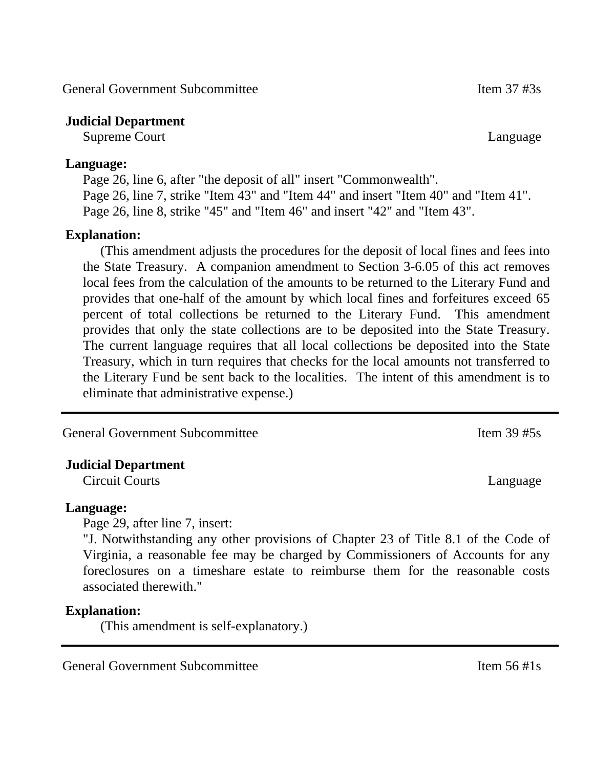General Government Subcommittee Item 37 #3s

**Judicial Department**
Supreme Court Language

**Language:**

Page 26, line 6, after "the deposit of all" insert "Commonwealth".
Page 26, line 7, strike "Item 43" and "Item 44" and insert "Item 40" and "Item 41".
Page 26, line 8, strike "45" and "Item 46" and insert "42" and "Item 43".

**Explanation:**

(This amendment adjusts the procedures for the deposit of local fines and fees into the State Treasury. A companion amendment to Section 3-6.05 of this act removes local fees from the calculation of the amounts to be returned to the Literary Fund and provides that one-half of the amount by which local fines and forfeitures exceed 65 percent of total collections be returned to the Literary Fund. This amendment provides that only the state collections are to be deposited into the State Treasury. The current language requires that all local collections be deposited into the State Treasury, which in turn requires that checks for the local amounts not transferred to the Literary Fund be sent back to the localities. The intent of this amendment is to eliminate that administrative expense.)

---

General Government Subcommittee Item 39 #5s

**Judicial Department**
Circuit Courts Language

**Language:**

Page 29, after line 7, insert:
"J. Notwithstanding any other provisions of Chapter 23 of Title 8.1 of the Code of Virginia, a reasonable fee may be charged by Commissioners of Accounts for any foreclosures on a timeshare estate to reimburse them for the reasonable costs associated therewith."

**Explanation:**

(This amendment is self-explanatory.)

---

General Government Subcommittee Item 56 #1s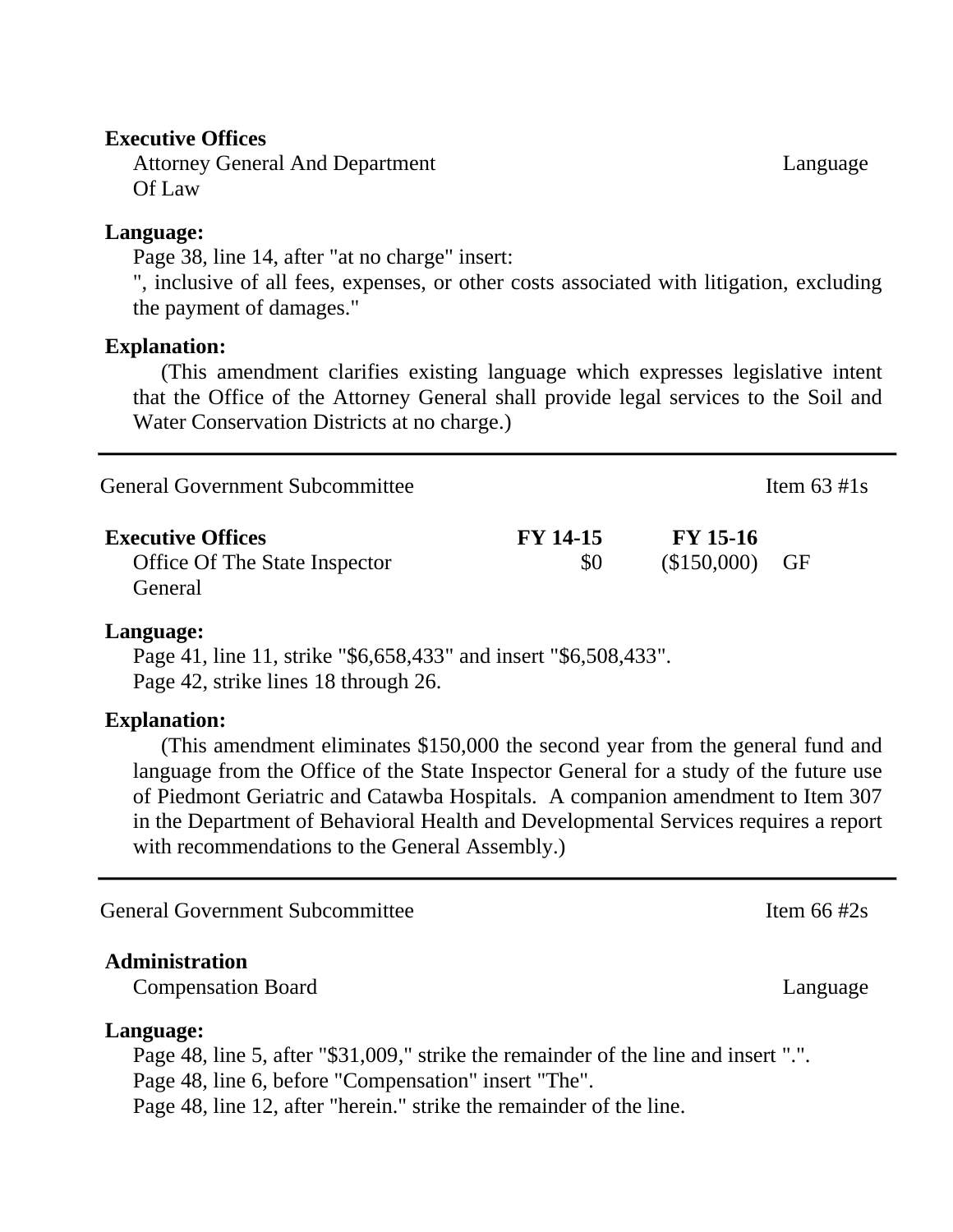**Executive Offices**

Attorney General And Department Of Law — Language

**Language:**

Page 38, line 14, after "at no charge" insert:

", inclusive of all fees, expenses, or other costs associated with litigation, excluding the payment of damages."

**Explanation:**

(This amendment clarifies existing language which expresses legislative intent that the Office of the Attorney General shall provide legal services to the Soil and Water Conservation Districts at no charge.)

---

General Government Subcommittee — Item 63 #1s

| Executive Offices | FY 14-15 | FY 15-16 | |
|---|---|---|---|
| Office Of The State Inspector General | $0 | ($150,000) | GF |

**Language:**

Page 41, line 11, strike "$6,658,433" and insert "$6,508,433".

Page 42, strike lines 18 through 26.

**Explanation:**

(This amendment eliminates $150,000 the second year from the general fund and language from the Office of the State Inspector General for a study of the future use of Piedmont Geriatric and Catawba Hospitals. A companion amendment to Item 307 in the Department of Behavioral Health and Developmental Services requires a report with recommendations to the General Assembly.)

---

General Government Subcommittee — Item 66 #2s

**Administration**

Compensation Board — Language

**Language:**

Page 48, line 5, after "$31,009," strike the remainder of the line and insert ".".

Page 48, line 6, before "Compensation" insert "The".

Page 48, line 12, after "herein." strike the remainder of the line.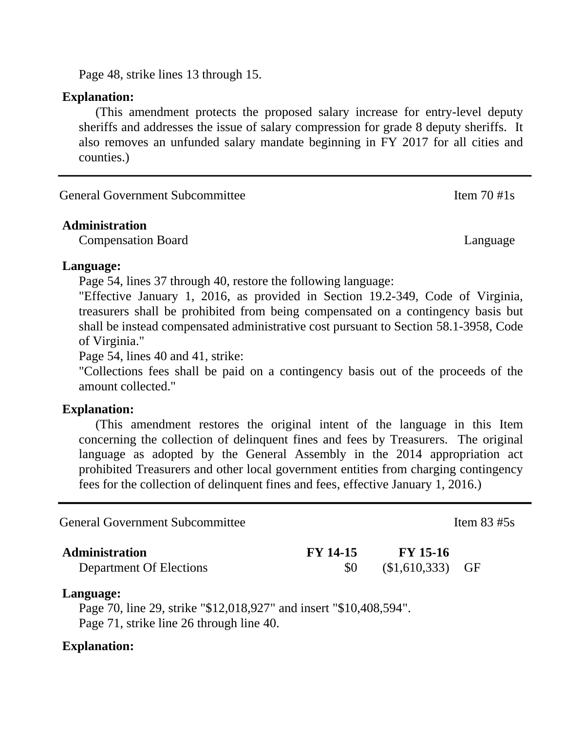Page 48, strike lines 13 through 15.

**Explanation:**

(This amendment protects the proposed salary increase for entry-level deputy sheriffs and addresses the issue of salary compression for grade 8 deputy sheriffs. It also removes an unfunded salary mandate beginning in FY 2017 for all cities and counties.)

---

General Government Subcommittee — Item 70 #1s

**Administration**

Compensation Board — Language

**Language:**

Page 54, lines 37 through 40, restore the following language:

"Effective January 1, 2016, as provided in Section 19.2-349, Code of Virginia, treasurers shall be prohibited from being compensated on a contingency basis but shall be instead compensated administrative cost pursuant to Section 58.1-3958, Code of Virginia."

Page 54, lines 40 and 41, strike:

"Collections fees shall be paid on a contingency basis out of the proceeds of the amount collected."

**Explanation:**

(This amendment restores the original intent of the language in this Item concerning the collection of delinquent fines and fees by Treasurers. The original language as adopted by the General Assembly in the 2014 appropriation act prohibited Treasurers and other local government entities from charging contingency fees for the collection of delinquent fines and fees, effective January 1, 2016.)

---

General Government Subcommittee — Item 83 #5s

| **Administration** | **FY 14-15** | **FY 15-16** | |
|---|---|---|---|
| Department Of Elections | $0 | ($1,610,333) | GF |

**Language:**

Page 70, line 29, strike "$12,018,927" and insert "$10,408,594".

Page 71, strike line 26 through line 40.

**Explanation:**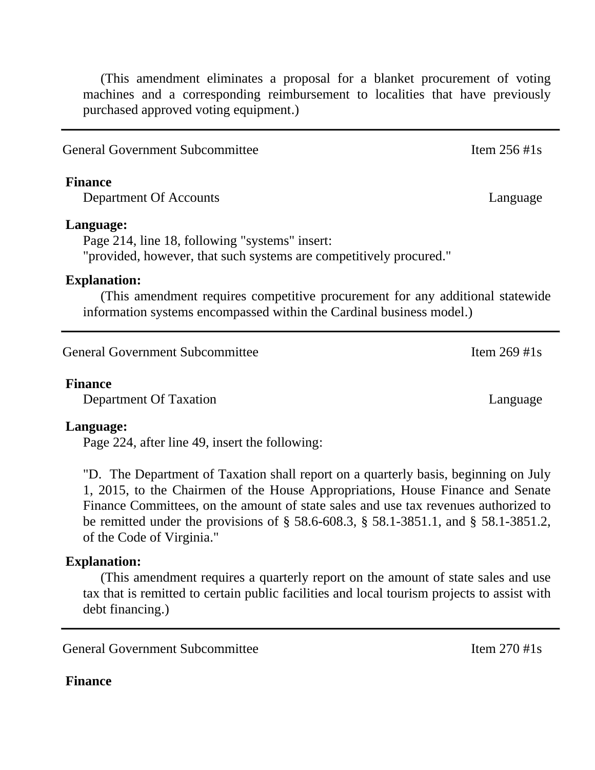(This amendment eliminates a proposal for a blanket procurement of voting machines and a corresponding reimbursement to localities that have previously purchased approved voting equipment.)

---

General Government Subcommittee Item 256 #1s

**Finance**

Department Of Accounts Language

**Language:**

Page 214, line 18, following "systems" insert:
"provided, however, that such systems are competitively procured."

**Explanation:**

(This amendment requires competitive procurement for any additional statewide information systems encompassed within the Cardinal business model.)

---

General Government Subcommittee Item 269 #1s

**Finance**

Department Of Taxation Language

**Language:**

Page 224, after line 49, insert the following:

"D. The Department of Taxation shall report on a quarterly basis, beginning on July 1, 2015, to the Chairmen of the House Appropriations, House Finance and Senate Finance Committees, on the amount of state sales and use tax revenues authorized to be remitted under the provisions of § 58.6-608.3, § 58.1-3851.1, and § 58.1-3851.2, of the Code of Virginia."

**Explanation:**

(This amendment requires a quarterly report on the amount of state sales and use tax that is remitted to certain public facilities and local tourism projects to assist with debt financing.)

---

General Government Subcommittee Item 270 #1s

**Finance**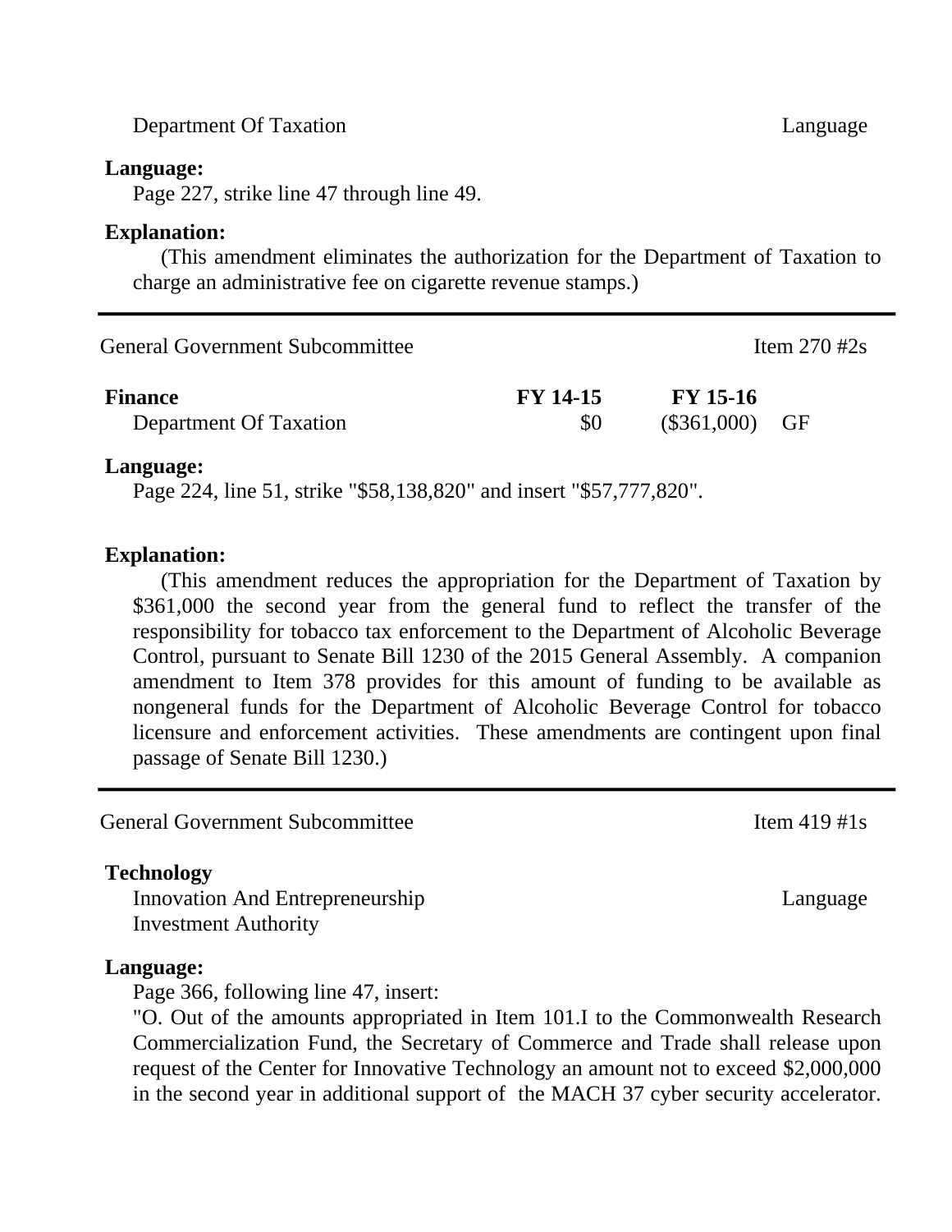Department Of Taxation — Language

**Language:**

Page 227, strike line 47 through line 49.

**Explanation:**

(This amendment eliminates the authorization for the Department of Taxation to charge an administrative fee on cigarette revenue stamps.)

---

General Government Subcommittee — Item 270 #2s

| **Finance** | **FY 14-15** | **FY 15-16** | |
|---|---|---|---|
| Department Of Taxation | $0 | ($361,000) | GF |

**Language:**

Page 224, line 51, strike "$58,138,820" and insert "$57,777,820".

**Explanation:**

(This amendment reduces the appropriation for the Department of Taxation by $361,000 the second year from the general fund to reflect the transfer of the responsibility for tobacco tax enforcement to the Department of Alcoholic Beverage Control, pursuant to Senate Bill 1230 of the 2015 General Assembly. A companion amendment to Item 378 provides for this amount of funding to be available as nongeneral funds for the Department of Alcoholic Beverage Control for tobacco licensure and enforcement activities. These amendments are contingent upon final passage of Senate Bill 1230.)

---

General Government Subcommittee — Item 419 #1s

**Technology**

Innovation And Entrepreneurship Investment Authority — Language

**Language:**

Page 366, following line 47, insert:

"O. Out of the amounts appropriated in Item 101.I to the Commonwealth Research Commercialization Fund, the Secretary of Commerce and Trade shall release upon request of the Center for Innovative Technology an amount not to exceed $2,000,000 in the second year in additional support of the MACH 37 cyber security accelerator.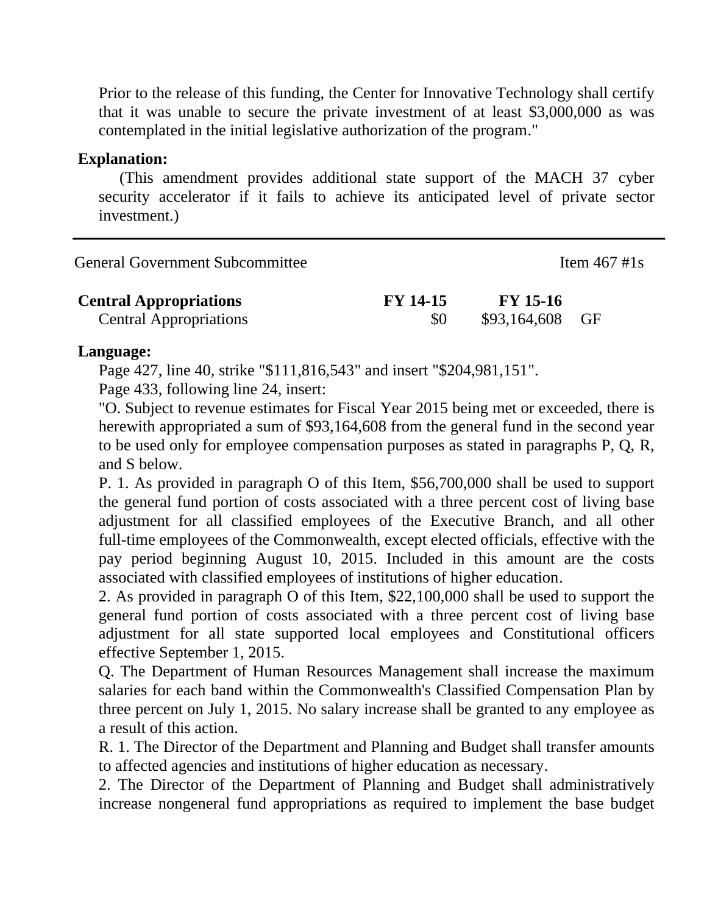Prior to the release of this funding, the Center for Innovative Technology shall certify that it was unable to secure the private investment of at least $3,000,000 as was contemplated in the initial legislative authorization of the program."

**Explanation:**

(This amendment provides additional state support of the MACH 37 cyber security accelerator if it fails to achieve its anticipated level of private sector investment.)

---

General Government Subcommittee — Item 467 #1s

| **Central Appropriations** | **FY 14-15** | **FY 15-16** | |
|---|---|---|---|
| Central Appropriations | $0 | $93,164,608 | GF |

**Language:**

Page 427, line 40, strike "$111,816,543" and insert "$204,981,151".

Page 433, following line 24, insert:

"O. Subject to revenue estimates for Fiscal Year 2015 being met or exceeded, there is herewith appropriated a sum of $93,164,608 from the general fund in the second year to be used only for employee compensation purposes as stated in paragraphs P, Q, R, and S below.

P. 1. As provided in paragraph O of this Item, $56,700,000 shall be used to support the general fund portion of costs associated with a three percent cost of living base adjustment for all classified employees of the Executive Branch, and all other full-time employees of the Commonwealth, except elected officials, effective with the pay period beginning August 10, 2015. Included in this amount are the costs associated with classified employees of institutions of higher education.

2. As provided in paragraph O of this Item, $22,100,000 shall be used to support the general fund portion of costs associated with a three percent cost of living base adjustment for all state supported local employees and Constitutional officers effective September 1, 2015.

Q. The Department of Human Resources Management shall increase the maximum salaries for each band within the Commonwealth's Classified Compensation Plan by three percent on July 1, 2015. No salary increase shall be granted to any employee as a result of this action.

R. 1. The Director of the Department and Planning and Budget shall transfer amounts to affected agencies and institutions of higher education as necessary.

2. The Director of the Department of Planning and Budget shall administratively increase nongeneral fund appropriations as required to implement the base budget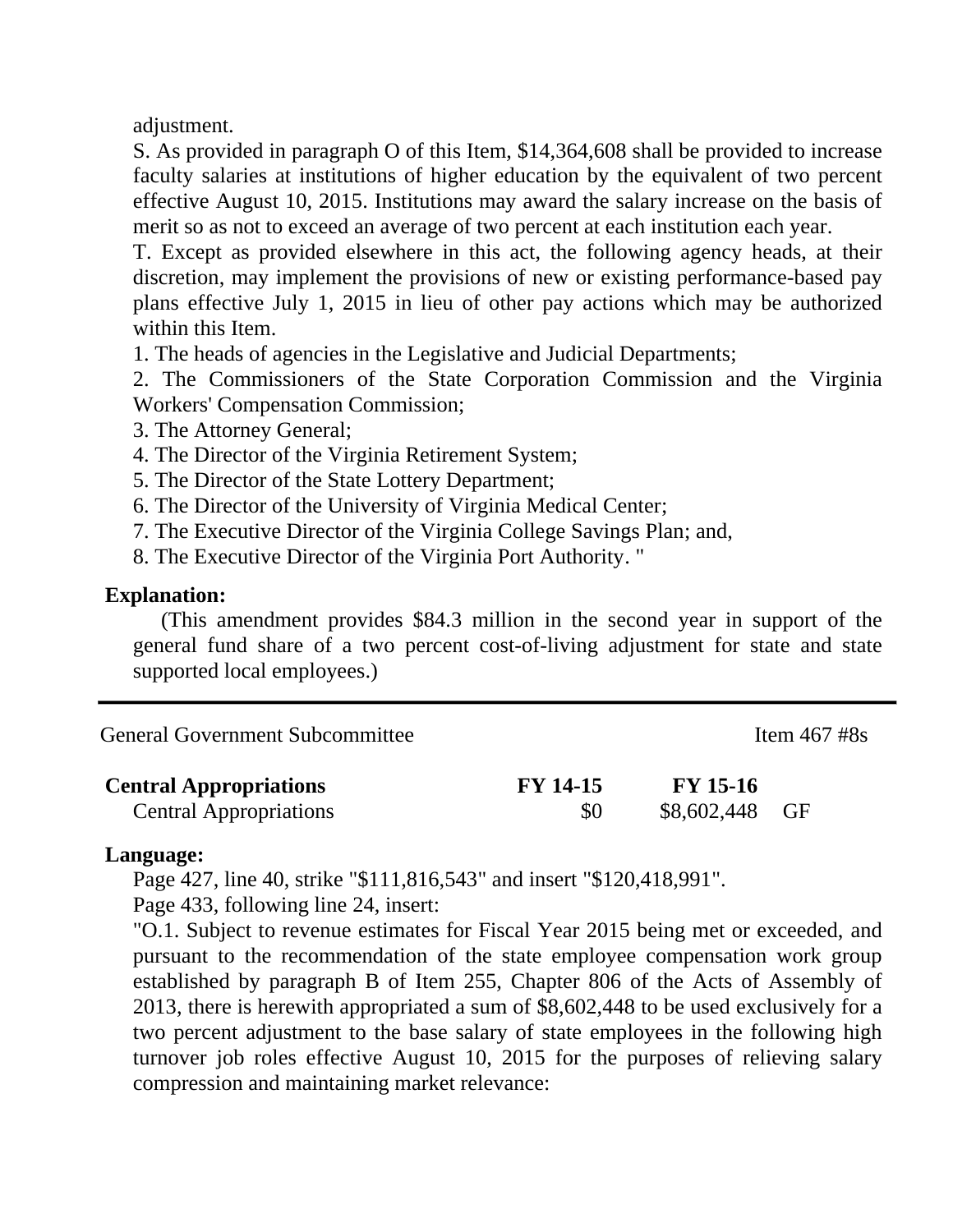adjustment.

S. As provided in paragraph O of this Item, $14,364,608 shall be provided to increase faculty salaries at institutions of higher education by the equivalent of two percent effective August 10, 2015. Institutions may award the salary increase on the basis of merit so as not to exceed an average of two percent at each institution each year.

T. Except as provided elsewhere in this act, the following agency heads, at their discretion, may implement the provisions of new or existing performance-based pay plans effective July 1, 2015 in lieu of other pay actions which may be authorized within this Item.

1. The heads of agencies in the Legislative and Judicial Departments;
2. The Commissioners of the State Corporation Commission and the Virginia Workers' Compensation Commission;
3. The Attorney General;
4. The Director of the Virginia Retirement System;
5. The Director of the State Lottery Department;
6. The Director of the University of Virginia Medical Center;
7. The Executive Director of the Virginia College Savings Plan; and,
8. The Executive Director of the Virginia Port Authority. "

**Explanation:**

(This amendment provides $84.3 million in the second year in support of the general fund share of a two percent cost-of-living adjustment for state and state supported local employees.)

---

General Government Subcommittee — Item 467 #8s

| **Central Appropriations** | **FY 14-15** | **FY 15-16** | |
|---|---|---|---|
| Central Appropriations | $0 | $8,602,448 | GF |

**Language:**

Page 427, line 40, strike "$111,816,543" and insert "$120,418,991".

Page 433, following line 24, insert:

"O.1. Subject to revenue estimates for Fiscal Year 2015 being met or exceeded, and pursuant to the recommendation of the state employee compensation work group established by paragraph B of Item 255, Chapter 806 of the Acts of Assembly of 2013, there is herewith appropriated a sum of $8,602,448 to be used exclusively for a two percent adjustment to the base salary of state employees in the following high turnover job roles effective August 10, 2015 for the purposes of relieving salary compression and maintaining market relevance: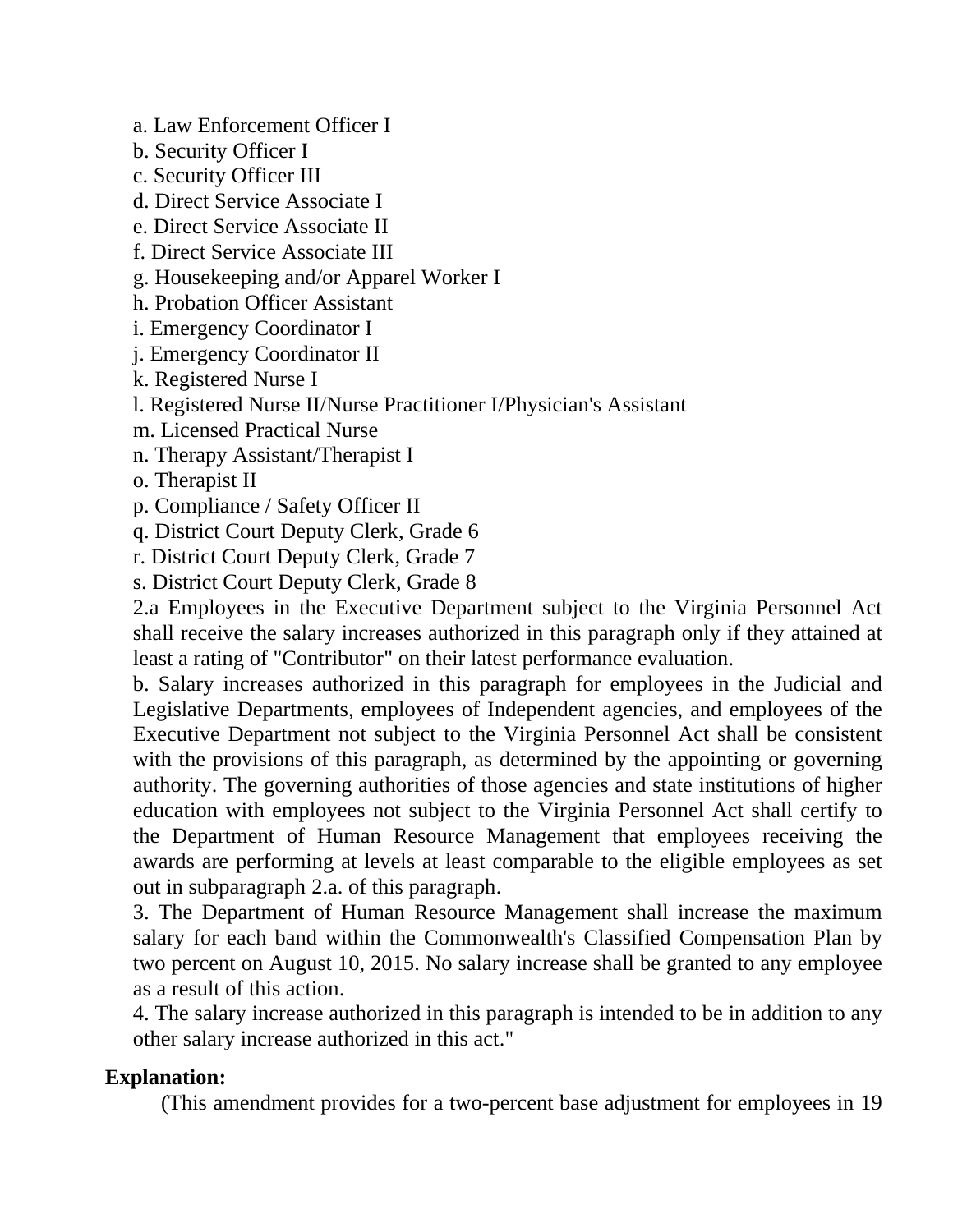a. Law Enforcement Officer I  
b. Security Officer I  
c. Security Officer III  
d. Direct Service Associate I  
e. Direct Service Associate II  
f. Direct Service Associate III  
g. Housekeeping and/or Apparel Worker I  
h. Probation Officer Assistant  
i. Emergency Coordinator I  
j. Emergency Coordinator II  
k. Registered Nurse I  
l. Registered Nurse II/Nurse Practitioner I/Physician's Assistant  
m. Licensed Practical Nurse  
n. Therapy Assistant/Therapist I  
o. Therapist II  
p. Compliance / Safety Officer II  
q. District Court Deputy Clerk, Grade 6  
r. District Court Deputy Clerk, Grade 7  
s. District Court Deputy Clerk, Grade 8

2.a Employees in the Executive Department subject to the Virginia Personnel Act shall receive the salary increases authorized in this paragraph only if they attained at least a rating of "Contributor" on their latest performance evaluation.

b. Salary increases authorized in this paragraph for employees in the Judicial and Legislative Departments, employees of Independent agencies, and employees of the Executive Department not subject to the Virginia Personnel Act shall be consistent with the provisions of this paragraph, as determined by the appointing or governing authority. The governing authorities of those agencies and state institutions of higher education with employees not subject to the Virginia Personnel Act shall certify to the Department of Human Resource Management that employees receiving the awards are performing at levels at least comparable to the eligible employees as set out in subparagraph 2.a. of this paragraph.

3. The Department of Human Resource Management shall increase the maximum salary for each band within the Commonwealth's Classified Compensation Plan by two percent on August 10, 2015. No salary increase shall be granted to any employee as a result of this action.

4. The salary increase authorized in this paragraph is intended to be in addition to any other salary increase authorized in this act."

**Explanation:**

(This amendment provides for a two-percent base adjustment for employees in 19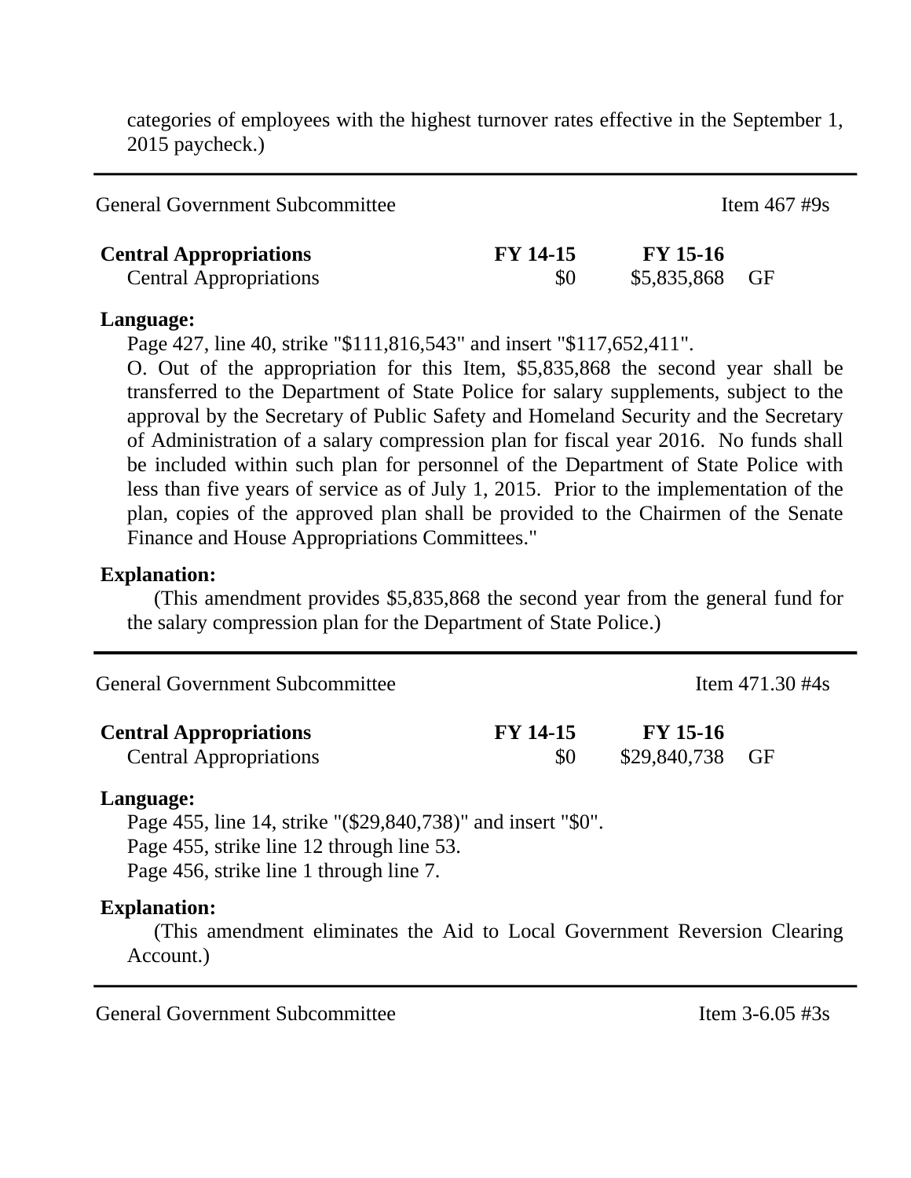categories of employees with the highest turnover rates effective in the September 1, 2015 paycheck.)

---

General Government Subcommittee — Item 467 #9s

| Central Appropriations | FY 14-15 | FY 15-16 | |
|---|---|---|---|
| Central Appropriations | $0 | $5,835,868 | GF |

**Language:**

Page 427, line 40, strike "$111,816,543" and insert "$117,652,411".

O. Out of the appropriation for this Item, $5,835,868 the second year shall be transferred to the Department of State Police for salary supplements, subject to the approval by the Secretary of Public Safety and Homeland Security and the Secretary of Administration of a salary compression plan for fiscal year 2016. No funds shall be included within such plan for personnel of the Department of State Police with less than five years of service as of July 1, 2015. Prior to the implementation of the plan, copies of the approved plan shall be provided to the Chairmen of the Senate Finance and House Appropriations Committees."

**Explanation:**

(This amendment provides $5,835,868 the second year from the general fund for the salary compression plan for the Department of State Police.)

---

General Government Subcommittee — Item 471.30 #4s

| Central Appropriations | FY 14-15 | FY 15-16 | |
|---|---|---|---|
| Central Appropriations | $0 | $29,840,738 | GF |

**Language:**

Page 455, line 14, strike "($29,840,738)" and insert "$0".

Page 455, strike line 12 through line 53.

Page 456, strike line 1 through line 7.

**Explanation:**

(This amendment eliminates the Aid to Local Government Reversion Clearing Account.)

---

General Government Subcommittee — Item 3-6.05 #3s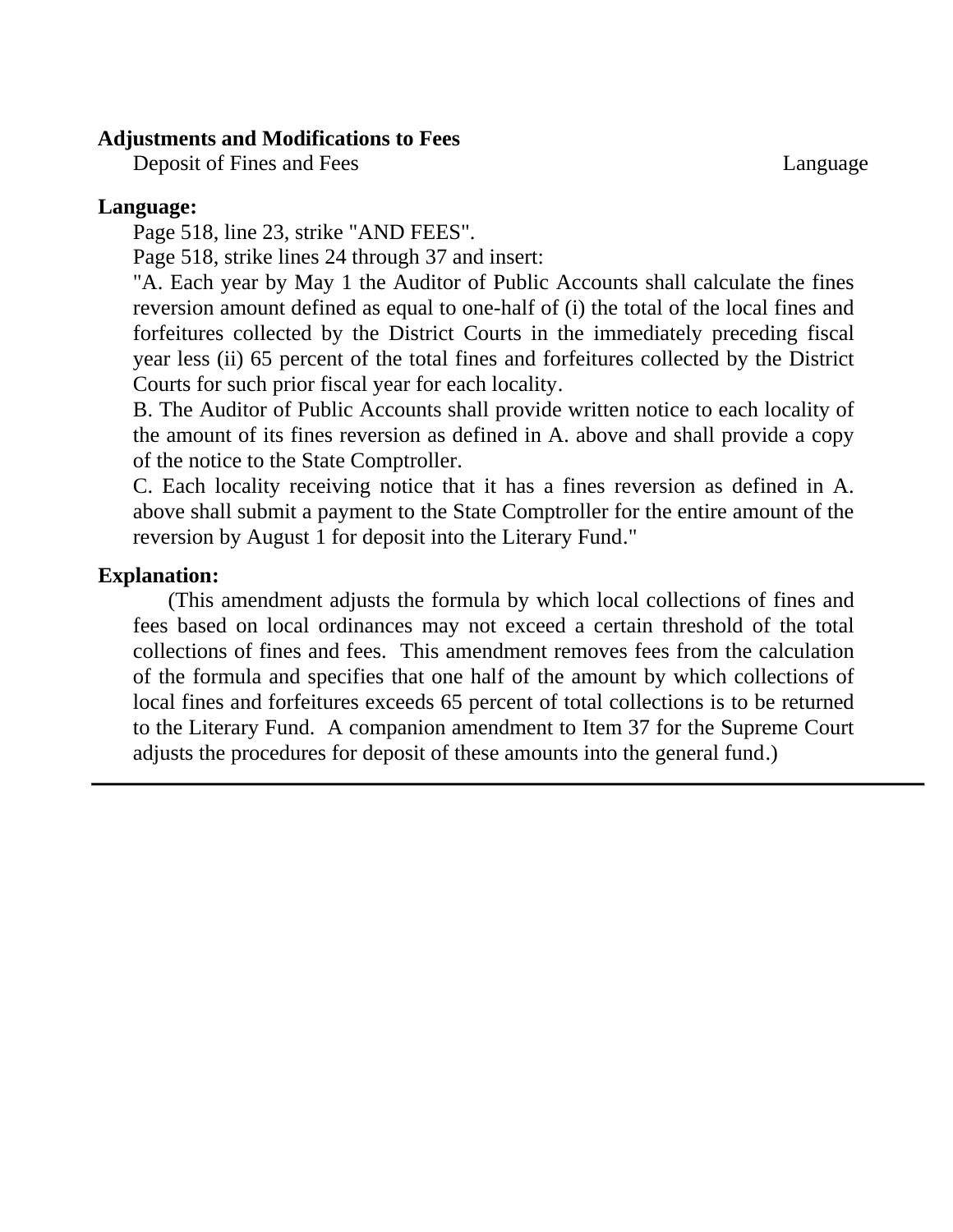**Adjustments and Modifications to Fees**

Deposit of Fines and Fees — Language

**Language:**

Page 518, line 23, strike "AND FEES".

Page 518, strike lines 24 through 37 and insert:

"A. Each year by May 1 the Auditor of Public Accounts shall calculate the fines reversion amount defined as equal to one-half of (i) the total of the local fines and forfeitures collected by the District Courts in the immediately preceding fiscal year less (ii) 65 percent of the total fines and forfeitures collected by the District Courts for such prior fiscal year for each locality.

B. The Auditor of Public Accounts shall provide written notice to each locality of the amount of its fines reversion as defined in A. above and shall provide a copy of the notice to the State Comptroller.

C. Each locality receiving notice that it has a fines reversion as defined in A. above shall submit a payment to the State Comptroller for the entire amount of the reversion by August 1 for deposit into the Literary Fund."

**Explanation:**

(This amendment adjusts the formula by which local collections of fines and fees based on local ordinances may not exceed a certain threshold of the total collections of fines and fees. This amendment removes fees from the calculation of the formula and specifies that one half of the amount by which collections of local fines and forfeitures exceeds 65 percent of total collections is to be returned to the Literary Fund. A companion amendment to Item 37 for the Supreme Court adjusts the procedures for deposit of these amounts into the general fund.)